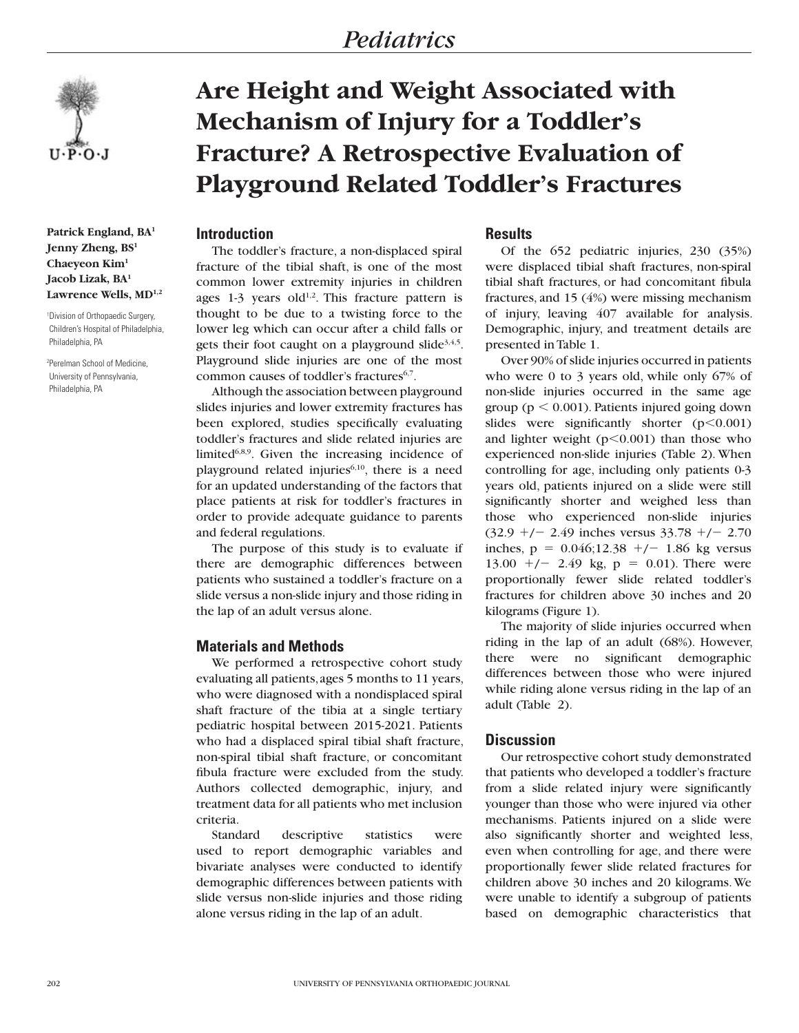# Are Height and Weight Associated with Mechanism of Injury for a Toddler's Fracture? A Retrospective Evaluation of Playground Related Toddler's Fractures

**Patrick England, BA[1]**
**Jenny Zheng, BS[1]**
**Chaeyeon Kim[1]**
**Jacob Lizak, BA[1]**
**Lawrence Wells, MD[1,2]**

[1]Division of Orthopaedic Surgery, Children's Hospital of Philadelphia, Philadelphia, PA

[2]Perelman School of Medicine, University of Pennsylvania, Philadelphia, PA

## Introduction

The toddler's fracture, a non-displaced spiral fracture of the tibial shaft, is one of the most common lower extremity injuries in children ages 1-3 years old[1,2]. This fracture pattern is thought to be due to a twisting force to the lower leg which can occur after a child falls or gets their foot caught on a playground slide[3,4,5]. Playground slide injuries are one of the most common causes of toddler's fractures[6,7].

Although the association between playground slides injuries and lower extremity fractures has been explored, studies specifically evaluating toddler's fractures and slide related injuries are limited[6,8,9]. Given the increasing incidence of playground related injuries[6,10], there is a need for an updated understanding of the factors that place patients at risk for toddler's fractures in order to provide adequate guidance to parents and federal regulations.

The purpose of this study is to evaluate if there are demographic differences between patients who sustained a toddler's fracture on a slide versus a non-slide injury and those riding in the lap of an adult versus alone.

## Materials and Methods

We performed a retrospective cohort study evaluating all patients, ages 5 months to 11 years, who were diagnosed with a nondisplaced spiral shaft fracture of the tibia at a single tertiary pediatric hospital between 2015-2021. Patients who had a displaced spiral tibial shaft fracture, non-spiral tibial shaft fracture, or concomitant fibula fracture were excluded from the study. Authors collected demographic, injury, and treatment data for all patients who met inclusion criteria.

Standard descriptive statistics were used to report demographic variables and bivariate analyses were conducted to identify demographic differences between patients with slide versus non-slide injuries and those riding alone versus riding in the lap of an adult.

## Results

Of the 652 pediatric injuries, 230 (35%) were displaced tibial shaft fractures, non-spiral tibial shaft fractures, or had concomitant fibula fractures, and 15 (4%) were missing mechanism of injury, leaving 407 available for analysis. Demographic, injury, and treatment details are presented in Table 1.

Over 90% of slide injuries occurred in patients who were 0 to 3 years old, while only 67% of non-slide injuries occurred in the same age group ($p < 0.001$). Patients injured going down slides were significantly shorter ($p<0.001$) and lighter weight ($p<0.001$) than those who experienced non-slide injuries (Table 2). When controlling for age, including only patients 0-3 years old, patients injured on a slide were still significantly shorter and weighed less than those who experienced non-slide injuries (32.9 +/− 2.49 inches versus 33.78 +/− 2.70 inches, $p = 0.046$;12.38 +/− 1.86 kg versus 13.00 +/− 2.49 kg, $p = 0.01$). There were proportionally fewer slide related toddler's fractures for children above 30 inches and 20 kilograms (Figure 1).

The majority of slide injuries occurred when riding in the lap of an adult (68%). However, there were no significant demographic differences between those who were injured while riding alone versus riding in the lap of an adult (Table 2).

## Discussion

Our retrospective cohort study demonstrated that patients who developed a toddler's fracture from a slide related injury were significantly younger than those who were injured via other mechanisms. Patients injured on a slide were also significantly shorter and weighted less, even when controlling for age, and there were proportionally fewer slide related fractures for children above 30 inches and 20 kilograms. We were unable to identify a subgroup of patients based on demographic characteristics that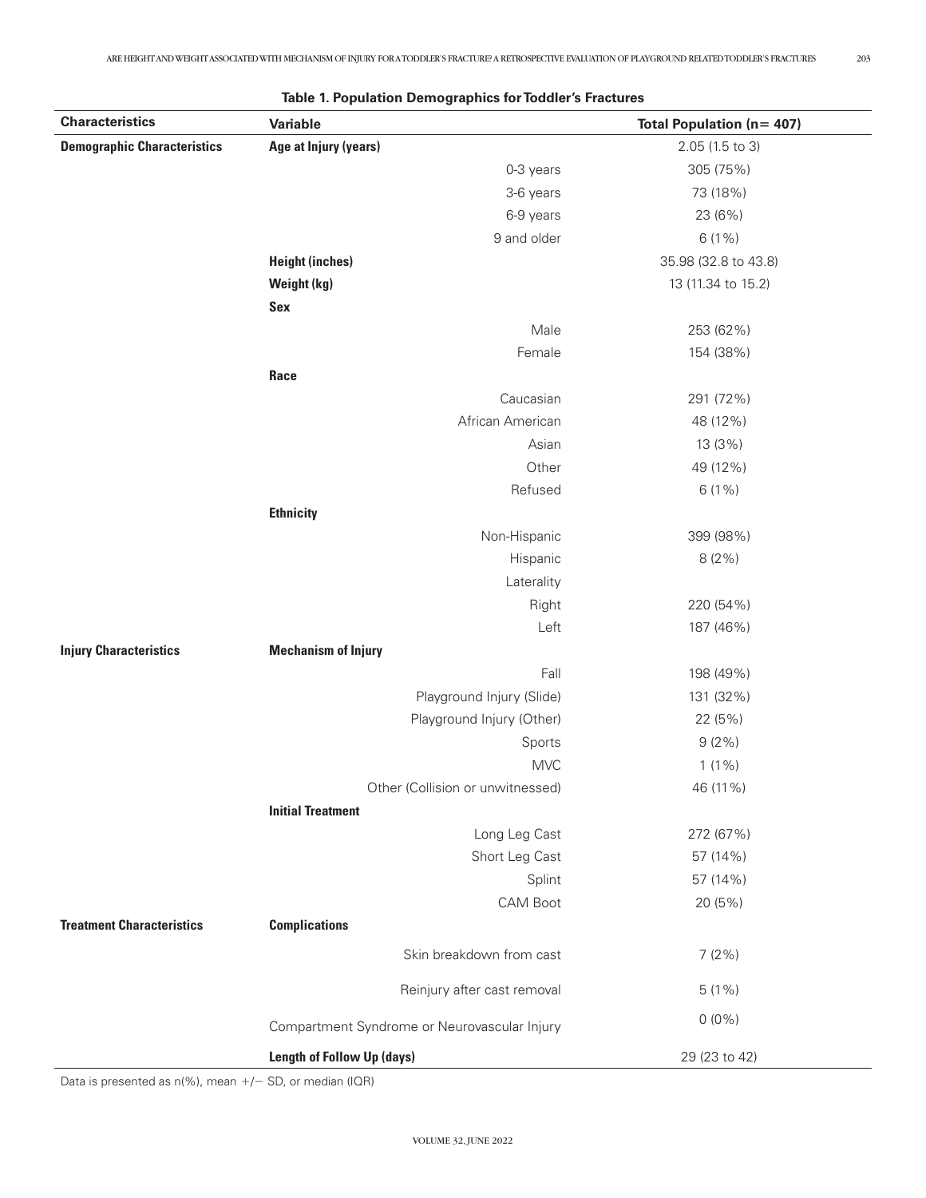**Table 1. Population Demographics for Toddler's Fractures**

| Characteristics | Variable | | Total Population (n= 407) |
|---|---|---|---|
| **Demographic Characteristics** | **Age at Injury (years)** | | 2.05 (1.5 to 3) |
| | | 0-3 years | 305 (75%) |
| | | 3-6 years | 73 (18%) |
| | | 6-9 years | 23 (6%) |
| | | 9 and older | 6 (1%) |
| | **Height (inches)** | | 35.98 (32.8 to 43.8) |
| | **Weight (kg)** | | 13 (11.34 to 15.2) |
| | **Sex** | | |
| | | Male | 253 (62%) |
| | | Female | 154 (38%) |
| | **Race** | | |
| | | Caucasian | 291 (72%) |
| | | African American | 48 (12%) |
| | | Asian | 13 (3%) |
| | | Other | 49 (12%) |
| | | Refused | 6 (1%) |
| | **Ethnicity** | | |
| | | Non-Hispanic | 399 (98%) |
| | | Hispanic | 8 (2%) |
| | | Laterality | |
| | | Right | 220 (54%) |
| | | Left | 187 (46%) |
| **Injury Characteristics** | **Mechanism of Injury** | | |
| | | Fall | 198 (49%) |
| | | Playground Injury (Slide) | 131 (32%) |
| | | Playground Injury (Other) | 22 (5%) |
| | | Sports | 9 (2%) |
| | | MVC | 1 (1%) |
| | | Other (Collision or unwitnessed) | 46 (11%) |
| | **Initial Treatment** | | |
| | | Long Leg Cast | 272 (67%) |
| | | Short Leg Cast | 57 (14%) |
| | | Splint | 57 (14%) |
| | | CAM Boot | 20 (5%) |
| **Treatment Characteristics** | **Complications** | | |
| | | Skin breakdown from cast | 7 (2%) |
| | | Reinjury after cast removal | 5 (1%) |
| | Compartment Syndrome or Neurovascular Injury | | 0 (0%) |
| | **Length of Follow Up (days)** | | 29 (23 to 42) |

Data is presented as n(%), mean +/− SD, or median (IQR)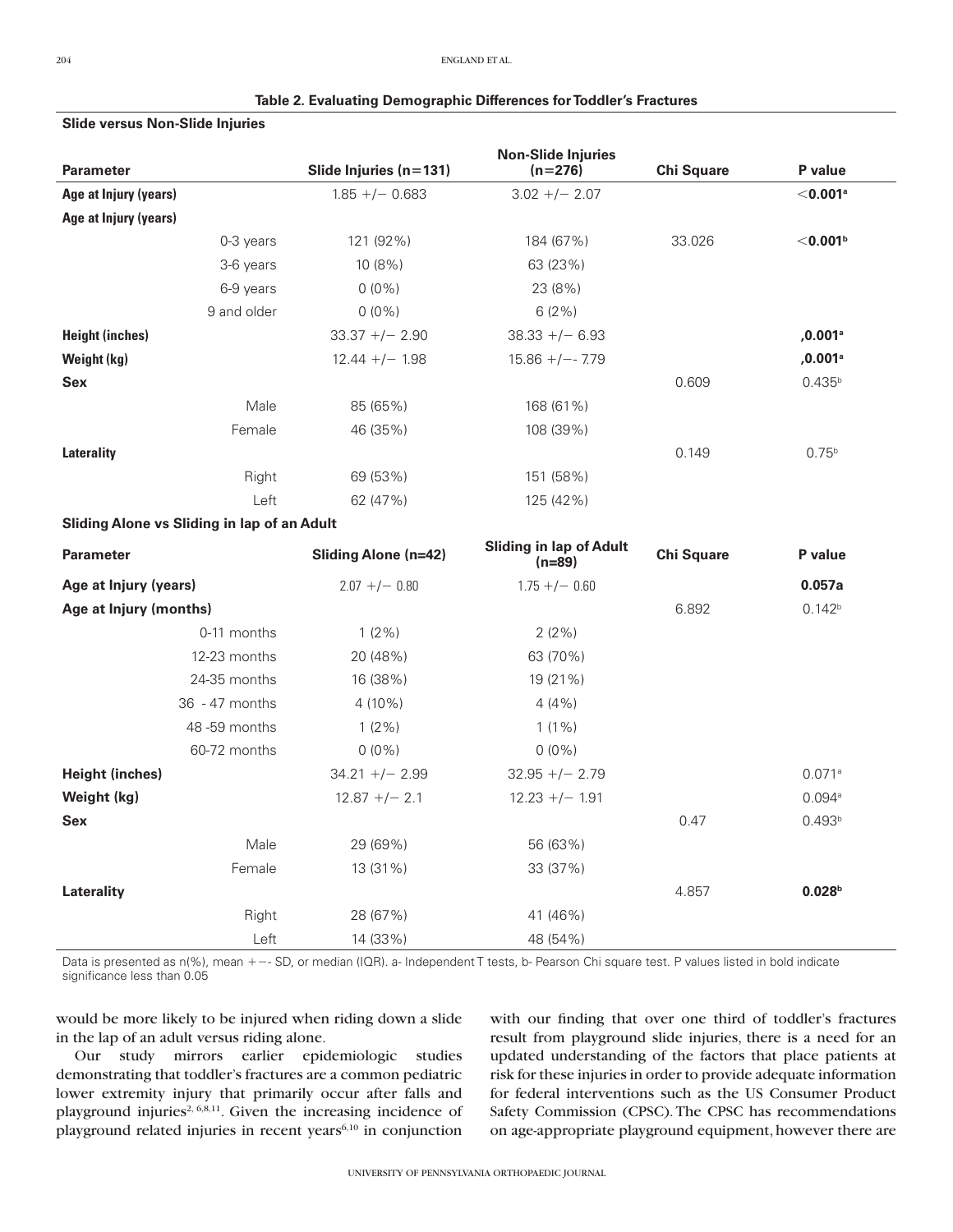**Table 2. Evaluating Demographic Differences for Toddler's Fractures**

**Slide versus Non-Slide Injuries**

| Parameter | | Slide Injuries (n=131) | Non-Slide Injuries (n=276) | Chi Square | P value |
|---|---|---|---|---|---|
| **Age at Injury (years)** | | 1.85 +/− 0.683 | 3.02 +/− 2.07 | | **<0.001**[a] |
| **Age at Injury (years)** | | | | | |
| | 0-3 years | 121 (92%) | 184 (67%) | 33.026 | **<0.001**[b] |
| | 3-6 years | 10 (8%) | 63 (23%) | | |
| | 6-9 years | 0 (0%) | 23 (8%) | | |
| | 9 and older | 0 (0%) | 6 (2%) | | |
| **Height (inches)** | | 33.37 +/− 2.90 | 38.33 +/− 6.93 | | **,0.001**[a] |
| **Weight (kg)** | | 12.44 +/− 1.98 | 15.86 +/−- 7.79 | | **,0.001**[a] |
| **Sex** | | | | 0.609 | 0.435[b] |
| | Male | 85 (65%) | 168 (61%) | | |
| | Female | 46 (35%) | 108 (39%) | | |
| **Laterality** | | | | 0.149 | 0.75[b] |
| | Right | 69 (53%) | 151 (58%) | | |
| | Left | 62 (47%) | 125 (42%) | | |

**Sliding Alone vs Sliding in lap of an Adult**

| Parameter | | Sliding Alone (n=42) | Sliding in lap of Adult (n=89) | Chi Square | P value |
|---|---|---|---|---|---|
| **Age at Injury (years)** | | 2.07 +/− 0.80 | 1.75 +/− 0.60 | | **0.057a** |
| **Age at Injury (months)** | | | | 6.892 | 0.142[b] |
| | 0-11 months | 1 (2%) | 2 (2%) | | |
| | 12-23 months | 20 (48%) | 63 (70%) | | |
| | 24-35 months | 16 (38%) | 19 (21%) | | |
| | 36 - 47 months | 4 (10%) | 4 (4%) | | |
| | 48 -59 months | 1 (2%) | 1 (1%) | | |
| | 60-72 months | 0 (0%) | 0 (0%) | | |
| **Height (inches)** | | 34.21 +/− 2.99 | 32.95 +/− 2.79 | | 0.071[a] |
| **Weight (kg)** | | 12.87 +/− 2.1 | 12.23 +/− 1.91 | | 0.094[a] |
| **Sex** | | | | 0.47 | 0.493[b] |
| | Male | 29 (69%) | 56 (63%) | | |
| | Female | 13 (31%) | 33 (37%) | | |
| **Laterality** | | | | 4.857 | **0.028**[b] |
| | Right | 28 (67%) | 41 (46%) | | |
| | Left | 14 (33%) | 48 (54%) | | |

Data is presented as n(%), mean +−- SD, or median (IQR). a- Independent T tests, b- Pearson Chi square test. P values listed in bold indicate significance less than 0.05

would be more likely to be injured when riding down a slide in the lap of an adult versus riding alone.

Our study mirrors earlier epidemiologic studies demonstrating that toddler's fractures are a common pediatric lower extremity injury that primarily occur after falls and playground injuries[2, 6,8,11]. Given the increasing incidence of playground related injuries in recent years[6,10] in conjunction with our finding that over one third of toddler's fractures result from playground slide injuries, there is a need for an updated understanding of the factors that place patients at risk for these injuries in order to provide adequate information for federal interventions such as the US Consumer Product Safety Commission (CPSC). The CPSC has recommendations on age-appropriate playground equipment, however there are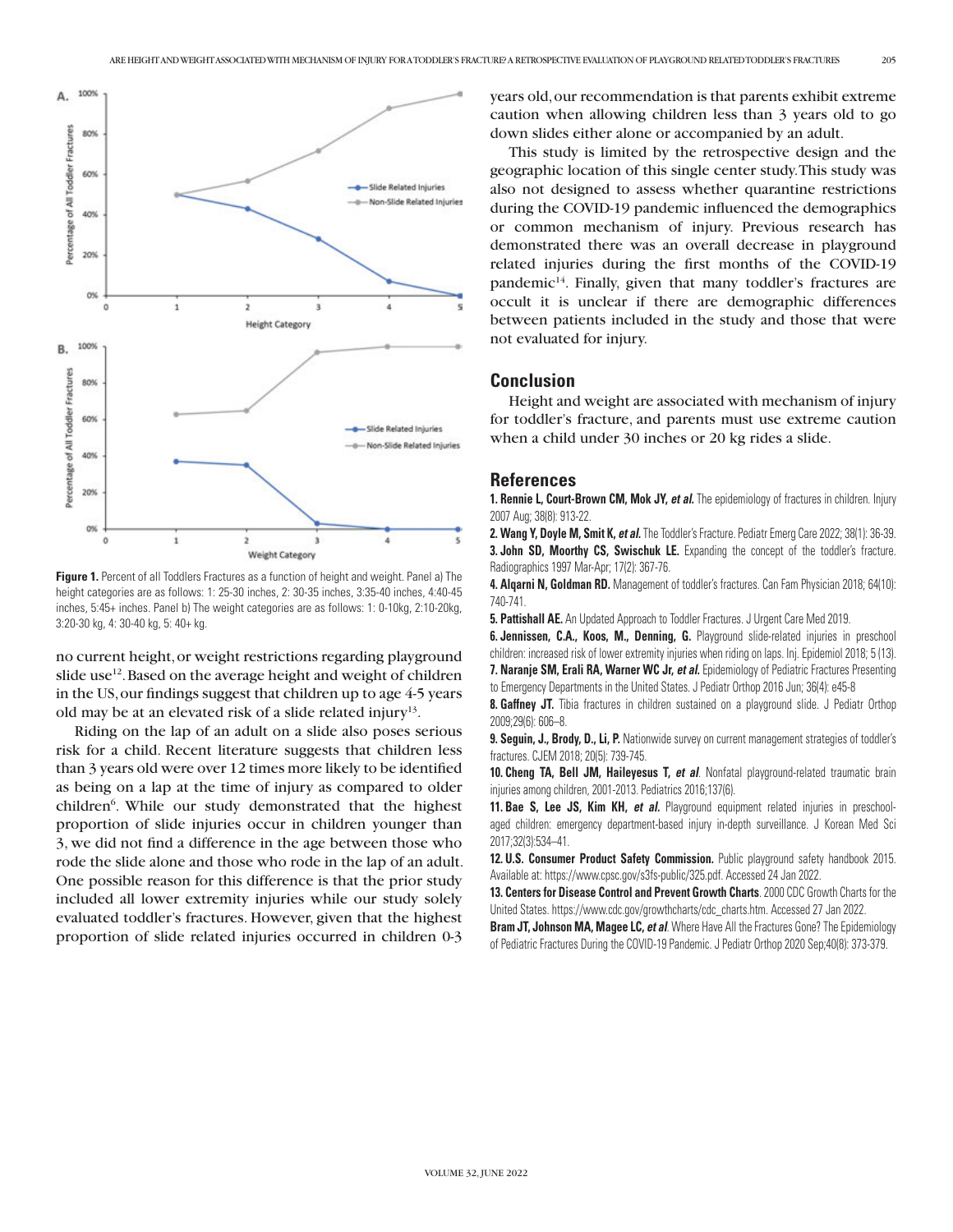A.

100%
80%
60%
40%
20%
0%

Percentage of All Toddler Fractures

0 1 2 3 4 5

Height Category

Slide Related Injuries
Non-Slide Related Injuries

B.

100%
80%
60%
40%
20%
0%

Percentage of All Toddler Fractures

0 1 2 3 4 5

Weight Category

Slide Related Injuries
Non-Slide Related Injuries

**Figure 1.** Percent of all Toddlers Fractures as a function of height and weight. Panel a) The height categories are as follows: 1: 25-30 inches, 2: 30-35 inches, 3:35-40 inches, 4:40-45 inches, 5:45+ inches. Panel b) The weight categories are as follows: 1: 0-10kg, 2:10-20kg, 3:20-30 kg, 4: 30-40 kg, 5: 40+ kg.

no current height, or weight restrictions regarding playground slide use[12]. Based on the average height and weight of children in the US, our findings suggest that children up to age 4-5 years old may be at an elevated risk of a slide related injury[13].

Riding on the lap of an adult on a slide also poses serious risk for a child. Recent literature suggests that children less than 3 years old were over 12 times more likely to be identified as being on a lap at the time of injury as compared to older children[6]. While our study demonstrated that the highest proportion of slide injuries occur in children younger than 3, we did not find a difference in the age between those who rode the slide alone and those who rode in the lap of an adult. One possible reason for this difference is that the prior study included all lower extremity injuries while our study solely evaluated toddler's fractures. However, given that the highest proportion of slide related injuries occurred in children 0-3 years old, our recommendation is that parents exhibit extreme caution when allowing children less than 3 years old to go down slides either alone or accompanied by an adult.

This study is limited by the retrospective design and the geographic location of this single center study. This study was also not designed to assess whether quarantine restrictions during the COVID-19 pandemic influenced the demographics or common mechanism of injury. Previous research has demonstrated there was an overall decrease in playground related injuries during the first months of the COVID-19 pandemic[14]. Finally, given that many toddler's fractures are occult it is unclear if there are demographic differences between patients included in the study and those that were not evaluated for injury.

## Conclusion

Height and weight are associated with mechanism of injury for toddler's fracture, and parents must use extreme caution when a child under 30 inches or 20 kg rides a slide.

## References

**1. Rennie L, Court-Brown CM, Mok JY, *et al.*** The epidemiology of fractures in children. Injury 2007 Aug; 38(8): 913-22.

**2. Wang Y, Doyle M, Smit K, *et al.*** The Toddler's Fracture. Pediatr Emerg Care 2022; 38(1): 36-39.

**3. John SD, Moorthy CS, Swischuk LE.** Expanding the concept of the toddler's fracture. Radiographics 1997 Mar-Apr; 17(2): 367-76.

**4. Alqarni N, Goldman RD.** Management of toddler's fractures. Can Fam Physician 2018; 64(10): 740-741.

**5. Pattishall AE.** An Updated Approach to Toddler Fractures. J Urgent Care Med 2019.

**6. Jennissen, C.A., Koos, M., Denning, G.** Playground slide-related injuries in preschool children: increased risk of lower extremity injuries when riding on laps. Inj. Epidemiol 2018; 5 (13).

**7. Naranje SM, Erali RA, Warner WC Jr, *et al.*** Epidemiology of Pediatric Fractures Presenting to Emergency Departments in the United States. J Pediatr Orthop 2016 Jun; 36(4): e45-8

**8. Gaffney JT.** Tibia fractures in children sustained on a playground slide. J Pediatr Orthop 2009;29(6): 606–8.

**9. Seguin, J., Brody, D., Li, P.** Nationwide survey on current management strategies of toddler's fractures. CJEM 2018; 20(5): 739-745.

**10. Cheng TA, Bell JM, Haileyesus T, *et al*.** Nonfatal playground-related traumatic brain injuries among children, 2001-2013. Pediatrics 2016;137(6).

**11. Bae S, Lee JS, Kim KH, *et al.*** Playground equipment related injuries in preschool-aged children: emergency department-based injury in-depth surveillance. J Korean Med Sci 2017;32(3):534–41.

**12. U.S. Consumer Product Safety Commission.** Public playground safety handbook 2015. Available at: https://www.cpsc.gov/s3fs-public/325.pdf. Accessed 24 Jan 2022.

**13. Centers for Disease Control and Prevent Growth Charts**. 2000 CDC Growth Charts for the United States. https://www.cdc.gov/growthcharts/cdc_charts.htm. Accessed 27 Jan 2022.

**Bram JT, Johnson MA, Magee LC, *et al*.** Where Have All the Fractures Gone? The Epidemiology of Pediatric Fractures During the COVID-19 Pandemic. J Pediatr Orthop 2020 Sep;40(8): 373-379.